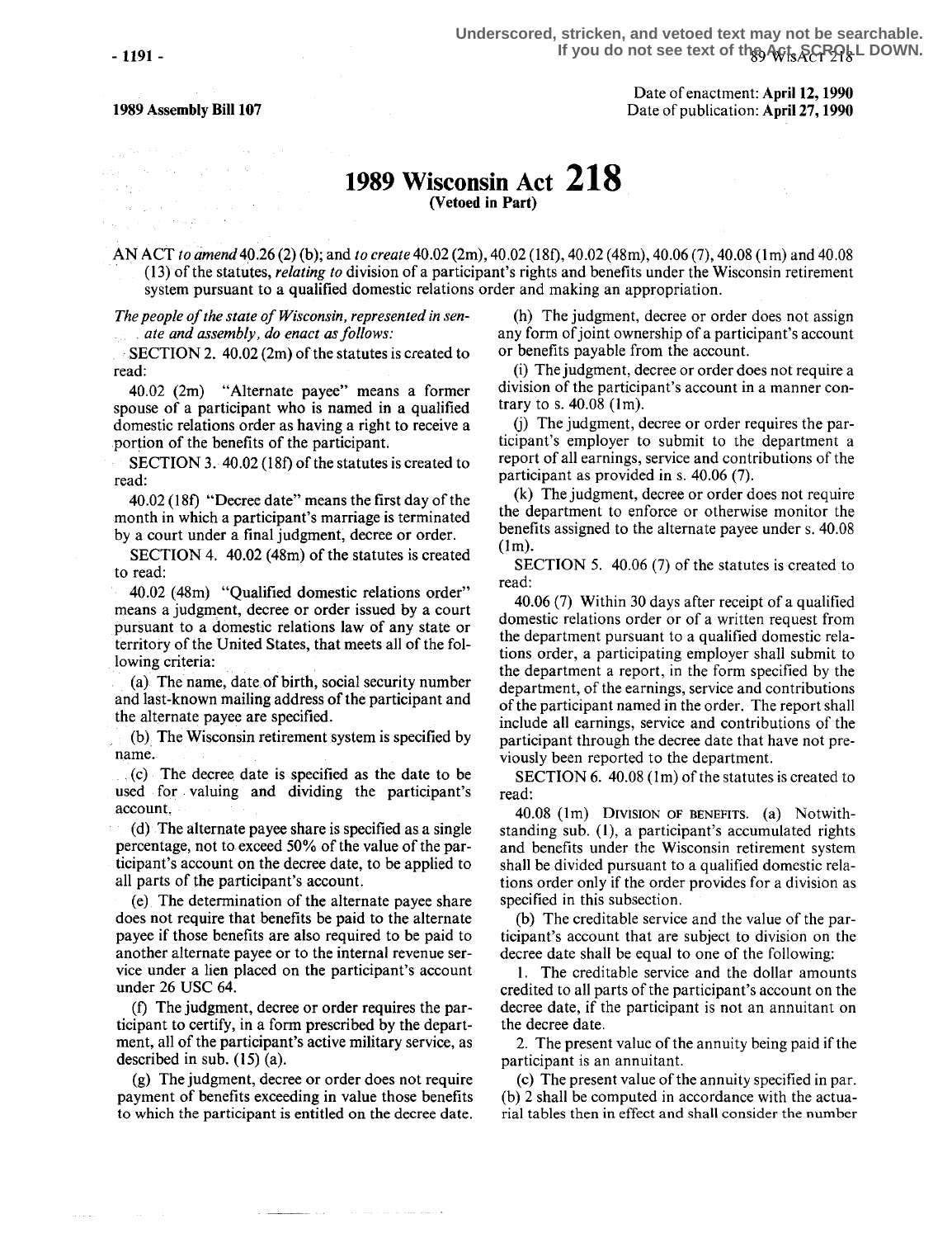1989 Assembly Bill 107

Date of enactment: **April 12, 1990**
Date of publication: **April 27, 1990**

# 1989 Wisconsin Act 218

**(Vetoed in Part)**

AN ACT *to amend* 40.26 (2) (b); and *to create* 40.02 (2m), 40.02 (18f), 40.02 (48m), 40.06 (7), 40.08 (1m) and 40.08 (13) of the statutes, *relating to* division of a participant's rights and benefits under the Wisconsin retirement system pursuant to a qualified domestic relations order and making an appropriation.

*The people of the state of Wisconsin, represented in senate and assembly, do enact as follows:*

SECTION 2. 40.02 (2m) of the statutes is created to read:

40.02 (2m) "Alternate payee" means a former spouse of a participant who is named in a qualified domestic relations order as having a right to receive a portion of the benefits of the participant.

SECTION 3. 40.02 (18f) of the statutes is created to read:

40.02 (18f) "Decree date" means the first day of the month in which a participant's marriage is terminated by a court under a final judgment, decree or order.

SECTION 4. 40.02 (48m) of the statutes is created to read:

40.02 (48m) "Qualified domestic relations order" means a judgment, decree or order issued by a court pursuant to a domestic relations law of any state or territory of the United States, that meets all of the following criteria:

(a) The name, date of birth, social security number and last-known mailing address of the participant and the alternate payee are specified.

(b) The Wisconsin retirement system is specified by name.

(c) The decree date is specified as the date to be used for valuing and dividing the participant's account.

(d) The alternate payee share is specified as a single percentage, not to exceed 50% of the value of the participant's account on the decree date, to be applied to all parts of the participant's account.

(e) The determination of the alternate payee share does not require that benefits be paid to the alternate payee if those benefits are also required to be paid to another alternate payee or to the internal revenue service under a lien placed on the participant's account under 26 USC 64.

(f) The judgment, decree or order requires the participant to certify, in a form prescribed by the department, all of the participant's active military service, as described in sub. (15) (a).

(g) The judgment, decree or order does not require payment of benefits exceeding in value those benefits to which the participant is entitled on the decree date.

(h) The judgment, decree or order does not assign any form of joint ownership of a participant's account or benefits payable from the account.

(i) The judgment, decree or order does not require a division of the participant's account in a manner contrary to s. 40.08 (1m).

(j) The judgment, decree or order requires the participant's employer to submit to the department a report of all earnings, service and contributions of the participant as provided in s. 40.06 (7).

(k) The judgment, decree or order does not require the department to enforce or otherwise monitor the benefits assigned to the alternate payee under s. 40.08 (1m).

SECTION 5. 40.06 (7) of the statutes is created to read:

40.06 (7) Within 30 days after receipt of a qualified domestic relations order or of a written request from the department pursuant to a qualified domestic relations order, a participating employer shall submit to the department a report, in the form specified by the department, of the earnings, service and contributions of the participant named in the order. The report shall include all earnings, service and contributions of the participant through the decree date that have not previously been reported to the department.

SECTION 6. 40.08 (1m) of the statutes is created to read:

40.08 (1m) DIVISION OF BENEFITS. (a) Notwithstanding sub. (1), a participant's accumulated rights and benefits under the Wisconsin retirement system shall be divided pursuant to a qualified domestic relations order only if the order provides for a division as specified in this subsection.

(b) The creditable service and the value of the participant's account that are subject to division on the decree date shall be equal to one of the following:

1. The creditable service and the dollar amounts credited to all parts of the participant's account on the decree date, if the participant is not an annuitant on the decree date.

2. The present value of the annuity being paid if the participant is an annuitant.

(c) The present value of the annuity specified in par. (b) 2 shall be computed in accordance with the actuarial tables then in effect and shall consider the number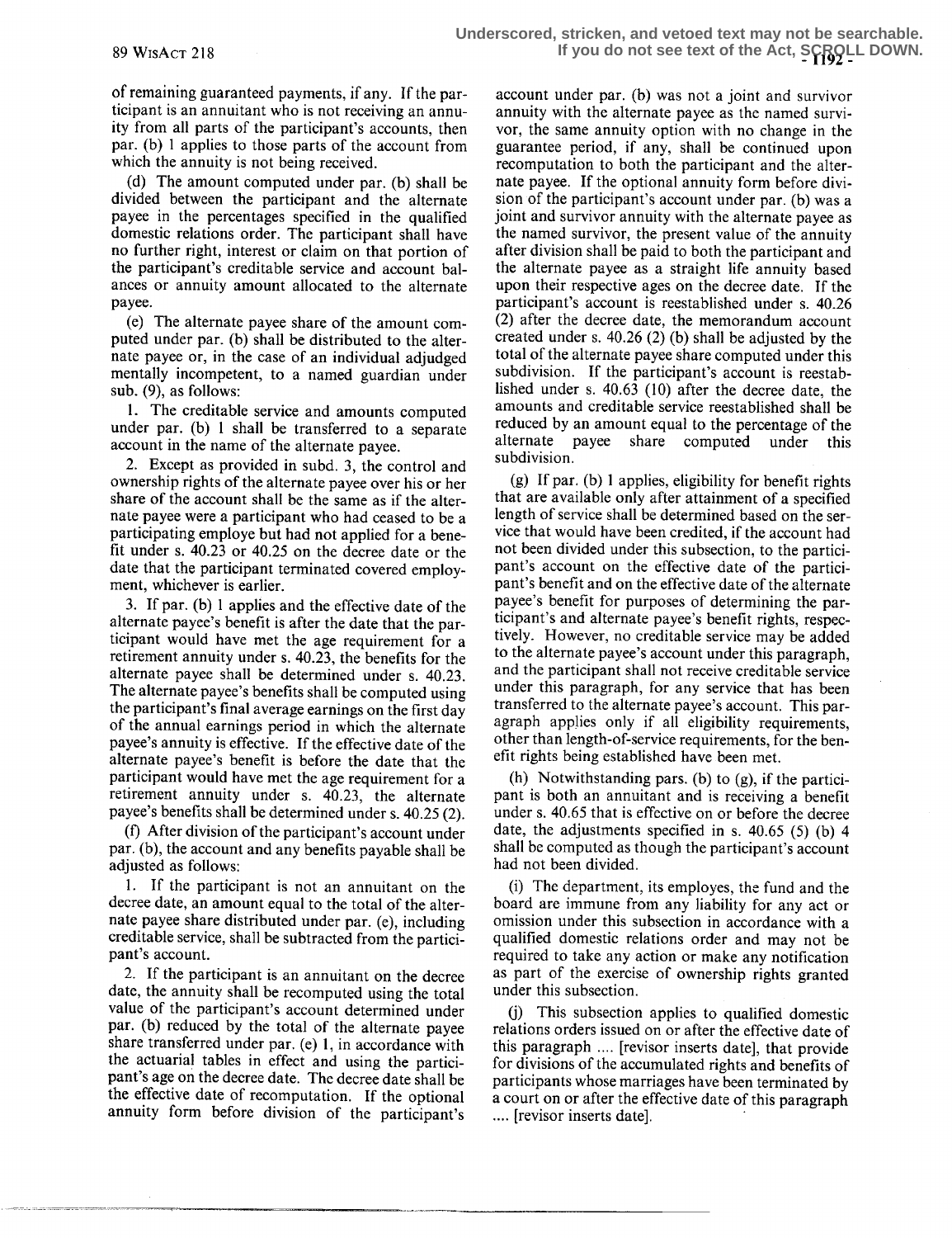of remaining guaranteed payments, if any. If the participant is an annuitant who is not receiving an annuity from all parts of the participant's accounts, then par. (b) 1 applies to those parts of the account from which the annuity is not being received.

(d) The amount computed under par. (b) shall be divided between the participant and the alternate payee in the percentages specified in the qualified domestic relations order. The participant shall have no further right, interest or claim on that portion of the participant's creditable service and account balances or annuity amount allocated to the alternate payee.

(e) The alternate payee share of the amount computed under par. (b) shall be distributed to the alternate payee or, in the case of an individual adjudged mentally incompetent, to a named guardian under sub. (9), as follows:

1. The creditable service and amounts computed under par. (b) 1 shall be transferred to a separate account in the name of the alternate payee.

2. Except as provided in subd. 3, the control and ownership rights of the alternate payee over his or her share of the account shall be the same as if the alternate payee were a participant who had ceased to be a participating employe but had not applied for a benefit under s. 40.23 or 40.25 on the decree date or the date that the participant terminated covered employment, whichever is earlier.

3. If par. (b) 1 applies and the effective date of the alternate payee's benefit is after the date that the participant would have met the age requirement for a retirement annuity under s. 40.23, the benefits for the alternate payee shall be determined under s. 40.23. The alternate payee's benefits shall be computed using the participant's final average earnings on the first day of the annual earnings period in which the alternate payee's annuity is effective. If the effective date of the alternate payee's benefit is before the date that the participant would have met the age requirement for a retirement annuity under s. 40.23, the alternate payee's benefits shall be determined under s. 40.25 (2).

(f) After division of the participant's account under par. (b), the account and any benefits payable shall be adjusted as follows:

1. If the participant is not an annuitant on the decree date, an amount equal to the total of the alternate payee share distributed under par. (e), including creditable service, shall be subtracted from the participant's account.

2. If the participant is an annuitant on the decree date, the annuity shall be recomputed using the total value of the participant's account determined under par. (b) reduced by the total of the alternate payee share transferred under par. (e) 1, in accordance with the actuarial tables in effect and using the participant's age on the decree date. The decree date shall be the effective date of recomputation. If the optional annuity form before division of the participant's account under par. (b) was not a joint and survivor annuity with the alternate payee as the named survivor, the same annuity option with no change in the guarantee period, if any, shall be continued upon recomputation to both the participant and the alternate payee. If the optional annuity form before division of the participant's account under par. (b) was a joint and survivor annuity with the alternate payee as the named survivor, the present value of the annuity after division shall be paid to both the participant and the alternate payee as a straight life annuity based upon their respective ages on the decree date. If the participant's account is reestablished under s. 40.26 (2) after the decree date, the memorandum account created under s. 40.26 (2) (b) shall be adjusted by the total of the alternate payee share computed under this subdivision. If the participant's account is reestablished under s. 40.63 (10) after the decree date, the amounts and creditable service reestablished shall be reduced by an amount equal to the percentage of the alternate payee share computed under this subdivision.

(g) If par. (b) 1 applies, eligibility for benefit rights that are available only after attainment of a specified length of service shall be determined based on the service that would have been credited, if the account had not been divided under this subsection, to the participant's account on the effective date of the participant's benefit and on the effective date of the alternate payee's benefit for purposes of determining the participant's and alternate payee's benefit rights, respectively. However, no creditable service may be added to the alternate payee's account under this paragraph, and the participant shall not receive creditable service under this paragraph, for any service that has been transferred to the alternate payee's account. This paragraph applies only if all eligibility requirements, other than length-of-service requirements, for the benefit rights being established have been met.

(h) Notwithstanding pars. (b) to (g), if the participant is both an annuitant and is receiving a benefit under s. 40.65 that is effective on or before the decree date, the adjustments specified in s. 40.65 (5) (b) 4 shall be computed as though the participant's account had not been divided.

(i) The department, its employes, the fund and the board are immune from any liability for any act or omission under this subsection in accordance with a qualified domestic relations order and may not be required to take any action or make any notification as part of the exercise of ownership rights granted under this subsection.

(j) This subsection applies to qualified domestic relations orders issued on or after the effective date of this paragraph .... [revisor inserts date], that provide for divisions of the accumulated rights and benefits of participants whose marriages have been terminated by a court on or after the effective date of this paragraph .... [revisor inserts date].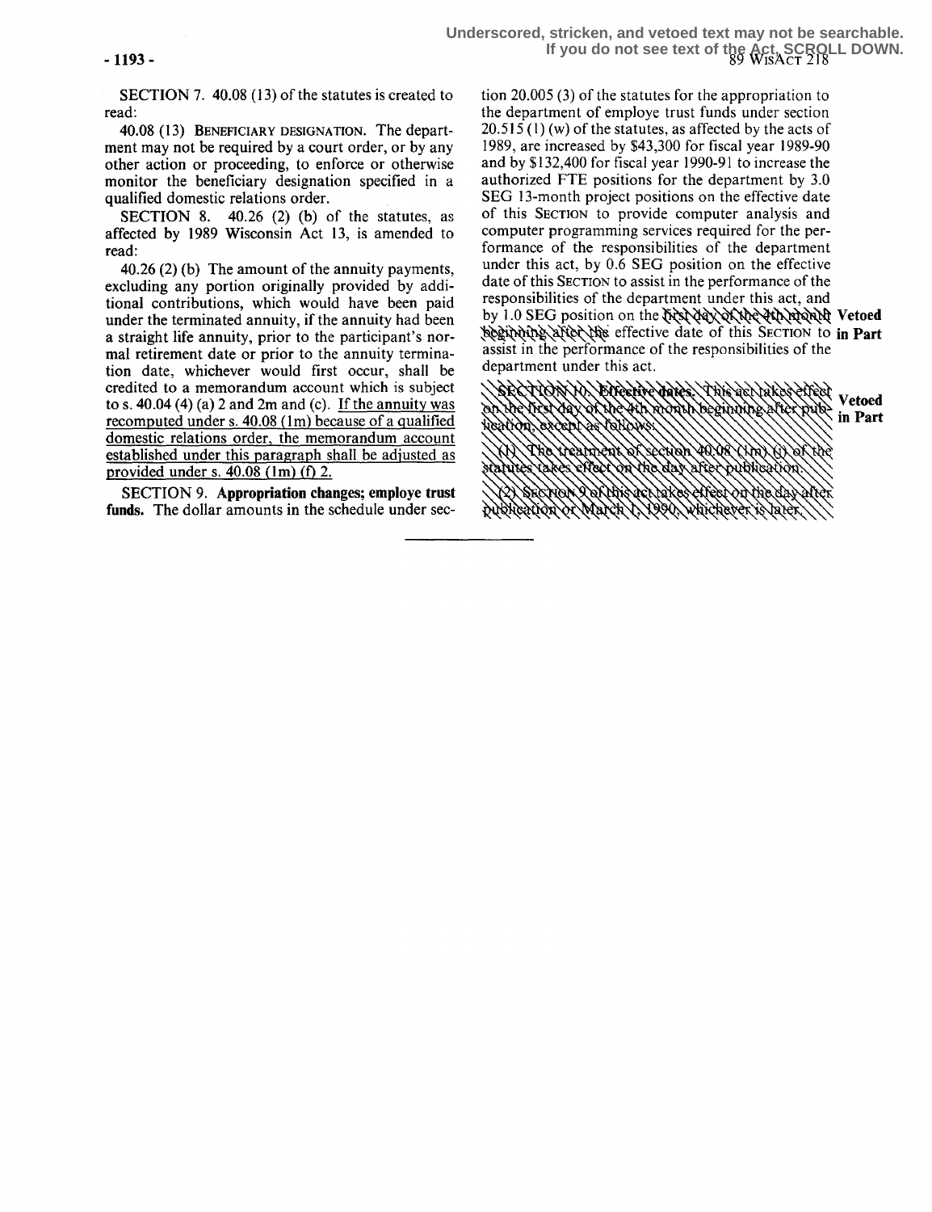SECTION 7. 40.08 (13) of the statutes is created to read:

40.08 (13) BENEFICIARY DESIGNATION. The department may not be required by a court order, or by any other action or proceeding, to enforce or otherwise monitor the beneficiary designation specified in a qualified domestic relations order.

SECTION 8. 40.26 (2) (b) of the statutes, as affected by 1989 Wisconsin Act 13, is amended to read:

40.26 (2) (b) The amount of the annuity payments, excluding any portion originally provided by additional contributions, which would have been paid under the terminated annuity, if the annuity had been a straight life annuity, prior to the participant's normal retirement date or prior to the annuity termination date, whichever would first occur, shall be credited to a memorandum account which is subject to s. 40.04 (4) (a) 2 and 2m and (c). If the annuity was recomputed under s. 40.08 (1m) because of a qualified domestic relations order, the memorandum account established under this paragraph shall be adjusted as provided under s. 40.08 (1m) (f) 2.

SECTION 9. **Appropriation changes; employe trust funds.** The dollar amounts in the schedule under section 20.005 (3) of the statutes for the appropriation to the department of employe trust funds under section 20.515 (1) (w) of the statutes, as affected by the acts of 1989, are increased by $43,300 for fiscal year 1989-90 and by $132,400 for fiscal year 1990-91 to increase the authorized FTE positions for the department by 3.0 SEG 13-month project positions on the effective date of this SECTION to provide computer analysis and computer programming services required for the performance of the responsibilities of the department under this act, by 0.6 SEG position on the effective date of this SECTION to assist in the performance of the responsibilities of the department under this act, and by 1.0 SEG position on the ~~first day of the 4th month beginning after the~~ effective date of this SECTION to assist in the performance of the responsibilities of the department under this act. **Vetoed in Part**

~~SECTION 10. Effective dates. This act takes effect on the first day of the 4th month beginning after publication, except as follows:~~ **Vetoed in Part**

~~(1) The treatment of section 40.08 (1m) (i) of the statutes takes effect on the day after publication.~~

~~(2) SECTION 9 of this act takes effect on the day after publication or March 1, 1990, whichever is later.~~